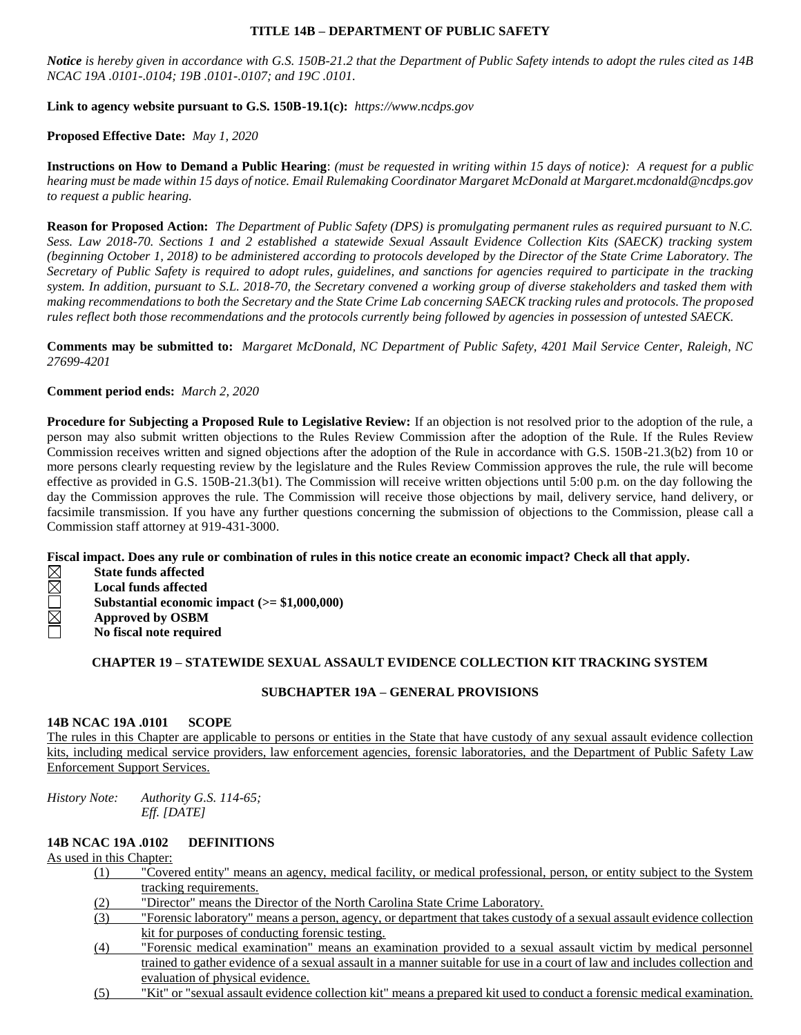**TITLE 14B – DEPARTMENT OF PUBLIC SAFETY**

***Notice*** *is hereby given in accordance with G.S. 150B-21.2 that the Department of Public Safety intends to adopt the rules cited as 14B NCAC 19A .0101-.0104; 19B .0101-.0107; and 19C .0101.*

**Link to agency website pursuant to G.S. 150B-19.1(c):** *https://www.ncdps.gov*

**Proposed Effective Date:** *May 1, 2020*

**Instructions on How to Demand a Public Hearing**: *(must be requested in writing within 15 days of notice): A request for a public hearing must be made within 15 days of notice. Email Rulemaking Coordinator Margaret McDonald at Margaret.mcdonald@ncdps.gov to request a public hearing.*

**Reason for Proposed Action:** *The Department of Public Safety (DPS) is promulgating permanent rules as required pursuant to N.C. Sess. Law 2018-70. Sections 1 and 2 established a statewide Sexual Assault Evidence Collection Kits (SAECK) tracking system (beginning October 1, 2018) to be administered according to protocols developed by the Director of the State Crime Laboratory. The Secretary of Public Safety is required to adopt rules, guidelines, and sanctions for agencies required to participate in the tracking system. In addition, pursuant to S.L. 2018-70, the Secretary convened a working group of diverse stakeholders and tasked them with making recommendations to both the Secretary and the State Crime Lab concerning SAECK tracking rules and protocols. The proposed rules reflect both those recommendations and the protocols currently being followed by agencies in possession of untested SAECK.*

**Comments may be submitted to:** *Margaret McDonald, NC Department of Public Safety, 4201 Mail Service Center, Raleigh, NC 27699-4201*

**Comment period ends:** *March 2, 2020*

**Procedure for Subjecting a Proposed Rule to Legislative Review:** If an objection is not resolved prior to the adoption of the rule, a person may also submit written objections to the Rules Review Commission after the adoption of the Rule. If the Rules Review Commission receives written and signed objections after the adoption of the Rule in accordance with G.S. 150B-21.3(b2) from 10 or more persons clearly requesting review by the legislature and the Rules Review Commission approves the rule, the rule will become effective as provided in G.S. 150B-21.3(b1). The Commission will receive written objections until 5:00 p.m. on the day following the day the Commission approves the rule. The Commission will receive those objections by mail, delivery service, hand delivery, or facsimile transmission. If you have any further questions concerning the submission of objections to the Commission, please call a Commission staff attorney at 919-431-3000.

**Fiscal impact. Does any rule or combination of rules in this notice create an economic impact? Check all that apply.**

- ☒ **State funds affected**
- ☒ **Local funds affected**
- ☐ **Substantial economic impact (>= $1,000,000)**
- ☒ **Approved by OSBM**
- ☐ **No fiscal note required**

**CHAPTER 19 – STATEWIDE SEXUAL ASSAULT EVIDENCE COLLECTION KIT TRACKING SYSTEM**

**SUBCHAPTER 19A – GENERAL PROVISIONS**

**14B NCAC 19A .0101 SCOPE**

The rules in this Chapter are applicable to persons or entities in the State that have custody of any sexual assault evidence collection kits, including medical service providers, law enforcement agencies, forensic laboratories, and the Department of Public Safety Law Enforcement Support Services.

*History Note: Authority G.S. 114-65;*
*Eff. [DATE]*

**14B NCAC 19A .0102 DEFINITIONS**

As used in this Chapter:

(1) "Covered entity" means an agency, medical facility, or medical professional, person, or entity subject to the System tracking requirements.

(2) "Director" means the Director of the North Carolina State Crime Laboratory.

(3) "Forensic laboratory" means a person, agency, or department that takes custody of a sexual assault evidence collection kit for purposes of conducting forensic testing.

(4) "Forensic medical examination" means an examination provided to a sexual assault victim by medical personnel trained to gather evidence of a sexual assault in a manner suitable for use in a court of law and includes collection and evaluation of physical evidence.

(5) "Kit" or "sexual assault evidence collection kit" means a prepared kit used to conduct a forensic medical examination.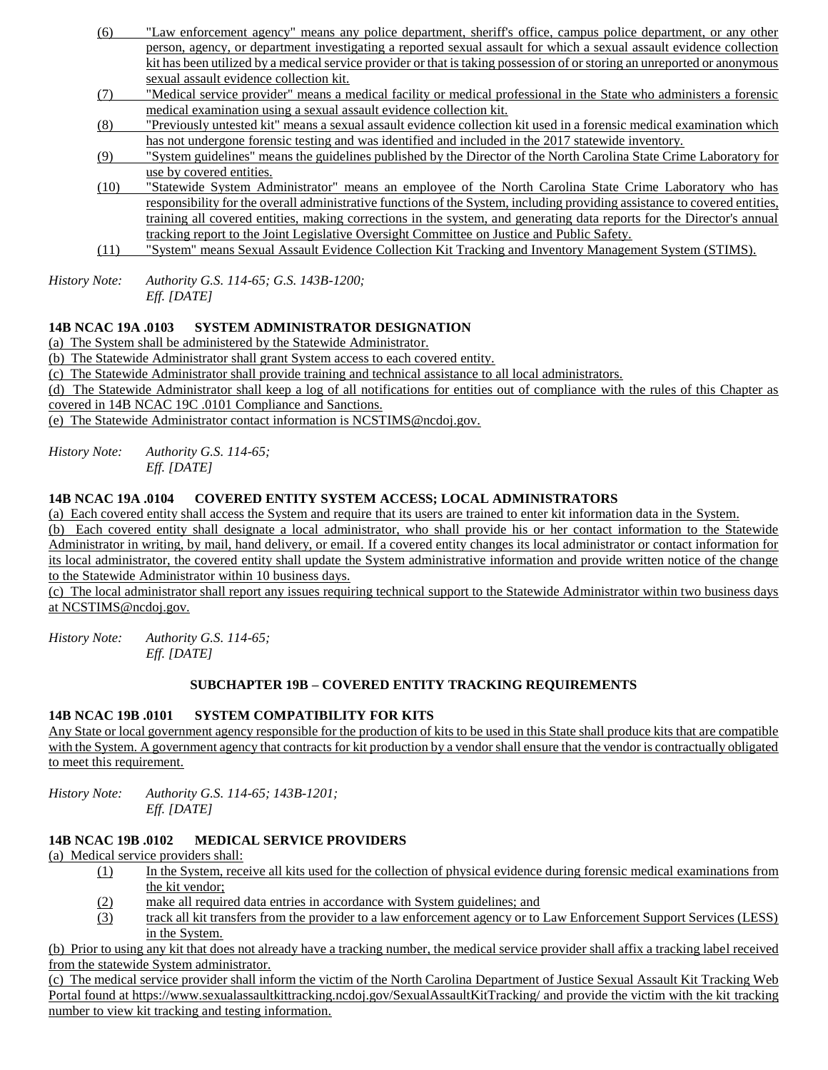(6) "Law enforcement agency" means any police department, sheriff's office, campus police department, or any other person, agency, or department investigating a reported sexual assault for which a sexual assault evidence collection kit has been utilized by a medical service provider or that is taking possession of or storing an unreported or anonymous sexual assault evidence collection kit.

(7) "Medical service provider" means a medical facility or medical professional in the State who administers a forensic medical examination using a sexual assault evidence collection kit.

(8) "Previously untested kit" means a sexual assault evidence collection kit used in a forensic medical examination which has not undergone forensic testing and was identified and included in the 2017 statewide inventory.

(9) "System guidelines" means the guidelines published by the Director of the North Carolina State Crime Laboratory for use by covered entities.

(10) "Statewide System Administrator" means an employee of the North Carolina State Crime Laboratory who has responsibility for the overall administrative functions of the System, including providing assistance to covered entities, training all covered entities, making corrections in the system, and generating data reports for the Director's annual tracking report to the Joint Legislative Oversight Committee on Justice and Public Safety.

(11) "System" means Sexual Assault Evidence Collection Kit Tracking and Inventory Management System (STIMS).

*History Note: Authority G.S. 114-65; G.S. 143B-1200;*
*Eff. [DATE]*

**14B NCAC 19A .0103 SYSTEM ADMINISTRATOR DESIGNATION**

(a) The System shall be administered by the Statewide Administrator.

(b) The Statewide Administrator shall grant System access to each covered entity.

(c) The Statewide Administrator shall provide training and technical assistance to all local administrators.

(d) The Statewide Administrator shall keep a log of all notifications for entities out of compliance with the rules of this Chapter as covered in 14B NCAC 19C .0101 Compliance and Sanctions.

(e) The Statewide Administrator contact information is NCSTIMS@ncdoj.gov.

*History Note: Authority G.S. 114-65;*
*Eff. [DATE]*

**14B NCAC 19A .0104 COVERED ENTITY SYSTEM ACCESS; LOCAL ADMINISTRATORS**

(a) Each covered entity shall access the System and require that its users are trained to enter kit information data in the System.

(b) Each covered entity shall designate a local administrator, who shall provide his or her contact information to the Statewide Administrator in writing, by mail, hand delivery, or email. If a covered entity changes its local administrator or contact information for its local administrator, the covered entity shall update the System administrative information and provide written notice of the change to the Statewide Administrator within 10 business days.

(c) The local administrator shall report any issues requiring technical support to the Statewide Administrator within two business days at NCSTIMS@ncdoj.gov.

*History Note: Authority G.S. 114-65;*
*Eff. [DATE]*

## SUBCHAPTER 19B – COVERED ENTITY TRACKING REQUIREMENTS

**14B NCAC 19B .0101 SYSTEM COMPATIBILITY FOR KITS**

Any State or local government agency responsible for the production of kits to be used in this State shall produce kits that are compatible with the System. A government agency that contracts for kit production by a vendor shall ensure that the vendor is contractually obligated to meet this requirement.

*History Note: Authority G.S. 114-65; 143B-1201;*
*Eff. [DATE]*

**14B NCAC 19B .0102 MEDICAL SERVICE PROVIDERS**

(a) Medical service providers shall:

(1) In the System, receive all kits used for the collection of physical evidence during forensic medical examinations from the kit vendor;

(2) make all required data entries in accordance with System guidelines; and

(3) track all kit transfers from the provider to a law enforcement agency or to Law Enforcement Support Services (LESS) in the System.

(b) Prior to using any kit that does not already have a tracking number, the medical service provider shall affix a tracking label received from the statewide System administrator.

(c) The medical service provider shall inform the victim of the North Carolina Department of Justice Sexual Assault Kit Tracking Web Portal found at https://www.sexualassaultkittracking.ncdoj.gov/SexualAssaultKitTracking/ and provide the victim with the kit tracking number to view kit tracking and testing information.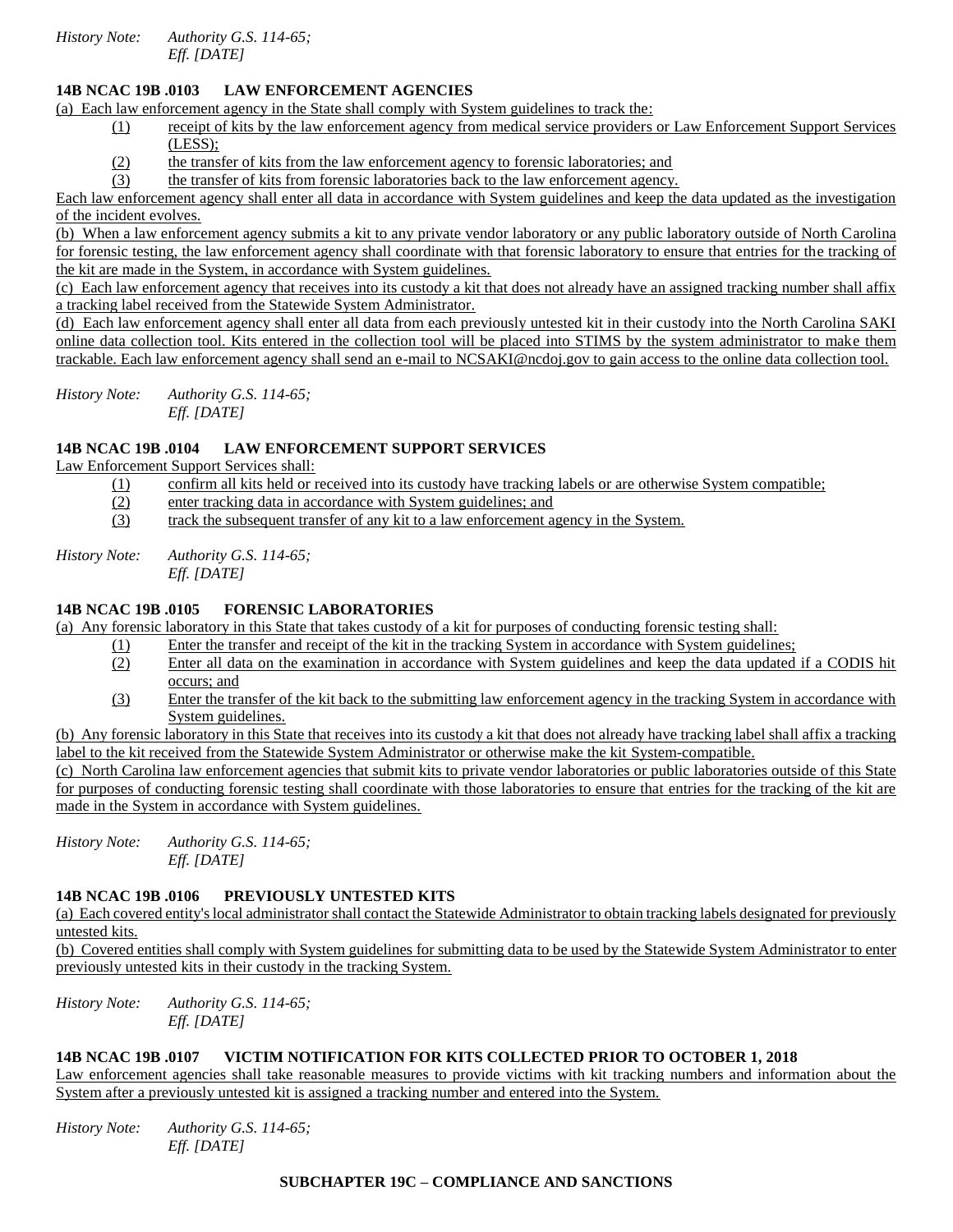*History Note: Authority G.S. 114-65;*
*Eff. [DATE]*

### 14B NCAC 19B .0103 LAW ENFORCEMENT AGENCIES

(a) Each law enforcement agency in the State shall comply with System guidelines to track the:

(1) receipt of kits by the law enforcement agency from medical service providers or Law Enforcement Support Services (LESS);

(2) the transfer of kits from the law enforcement agency to forensic laboratories; and

(3) the transfer of kits from forensic laboratories back to the law enforcement agency.

Each law enforcement agency shall enter all data in accordance with System guidelines and keep the data updated as the investigation of the incident evolves.

(b) When a law enforcement agency submits a kit to any private vendor laboratory or any public laboratory outside of North Carolina for forensic testing, the law enforcement agency shall coordinate with that forensic laboratory to ensure that entries for the tracking of the kit are made in the System, in accordance with System guidelines.

(c) Each law enforcement agency that receives into its custody a kit that does not already have an assigned tracking number shall affix a tracking label received from the Statewide System Administrator.

(d) Each law enforcement agency shall enter all data from each previously untested kit in their custody into the North Carolina SAKI online data collection tool. Kits entered in the collection tool will be placed into STIMS by the system administrator to make them trackable. Each law enforcement agency shall send an e-mail to NCSAKI@ncdoj.gov to gain access to the online data collection tool.

*History Note: Authority G.S. 114-65;*
*Eff. [DATE]*

### 14B NCAC 19B .0104 LAW ENFORCEMENT SUPPORT SERVICES

Law Enforcement Support Services shall:

(1) confirm all kits held or received into its custody have tracking labels or are otherwise System compatible;

(2) enter tracking data in accordance with System guidelines; and

(3) track the subsequent transfer of any kit to a law enforcement agency in the System.

*History Note: Authority G.S. 114-65;*
*Eff. [DATE]*

### 14B NCAC 19B .0105 FORENSIC LABORATORIES

(a) Any forensic laboratory in this State that takes custody of a kit for purposes of conducting forensic testing shall:

(1) Enter the transfer and receipt of the kit in the tracking System in accordance with System guidelines;

(2) Enter all data on the examination in accordance with System guidelines and keep the data updated if a CODIS hit occurs; and

(3) Enter the transfer of the kit back to the submitting law enforcement agency in the tracking System in accordance with System guidelines.

(b) Any forensic laboratory in this State that receives into its custody a kit that does not already have tracking label shall affix a tracking label to the kit received from the Statewide System Administrator or otherwise make the kit System-compatible.

(c) North Carolina law enforcement agencies that submit kits to private vendor laboratories or public laboratories outside of this State for purposes of conducting forensic testing shall coordinate with those laboratories to ensure that entries for the tracking of the kit are made in the System in accordance with System guidelines.

*History Note: Authority G.S. 114-65;*
*Eff. [DATE]*

### 14B NCAC 19B .0106 PREVIOUSLY UNTESTED KITS

(a) Each covered entity's local administrator shall contact the Statewide Administrator to obtain tracking labels designated for previously untested kits.

(b) Covered entities shall comply with System guidelines for submitting data to be used by the Statewide System Administrator to enter previously untested kits in their custody in the tracking System.

*History Note: Authority G.S. 114-65;*
*Eff. [DATE]*

### 14B NCAC 19B .0107 VICTIM NOTIFICATION FOR KITS COLLECTED PRIOR TO OCTOBER 1, 2018

Law enforcement agencies shall take reasonable measures to provide victims with kit tracking numbers and information about the System after a previously untested kit is assigned a tracking number and entered into the System.

*History Note: Authority G.S. 114-65;*
*Eff. [DATE]*

## SUBCHAPTER 19C – COMPLIANCE AND SANCTIONS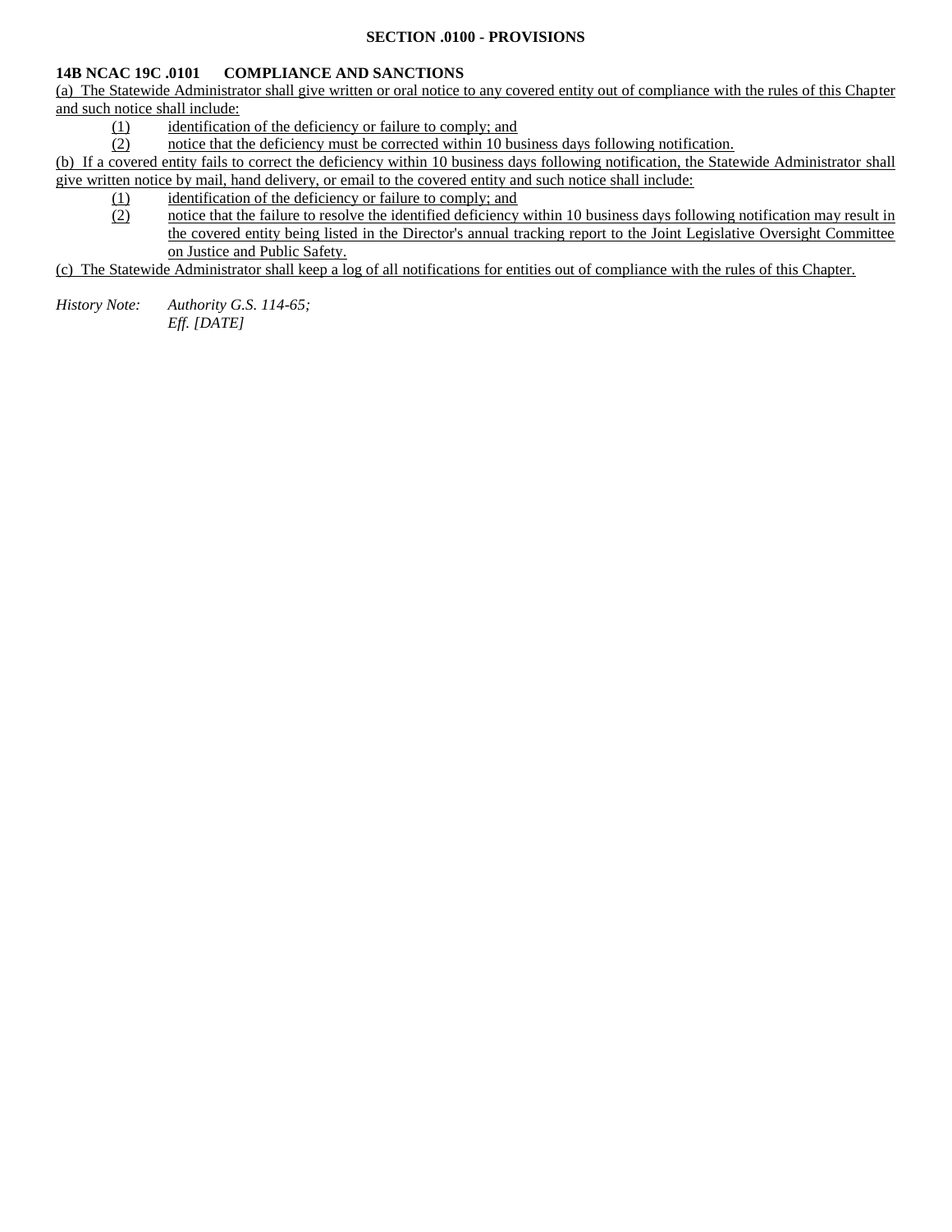**SECTION .0100 - PROVISIONS**

**14B NCAC 19C .0101 COMPLIANCE AND SANCTIONS**

(a) The Statewide Administrator shall give written or oral notice to any covered entity out of compliance with the rules of this Chapter and such notice shall include:

(1) identification of the deficiency or failure to comply; and

(2) notice that the deficiency must be corrected within 10 business days following notification.

(b) If a covered entity fails to correct the deficiency within 10 business days following notification, the Statewide Administrator shall give written notice by mail, hand delivery, or email to the covered entity and such notice shall include:

(1) identification of the deficiency or failure to comply; and

(2) notice that the failure to resolve the identified deficiency within 10 business days following notification may result in the covered entity being listed in the Director's annual tracking report to the Joint Legislative Oversight Committee on Justice and Public Safety.

(c) The Statewide Administrator shall keep a log of all notifications for entities out of compliance with the rules of this Chapter.

*History Note: Authority G.S. 114-65;*
*Eff. [DATE]*